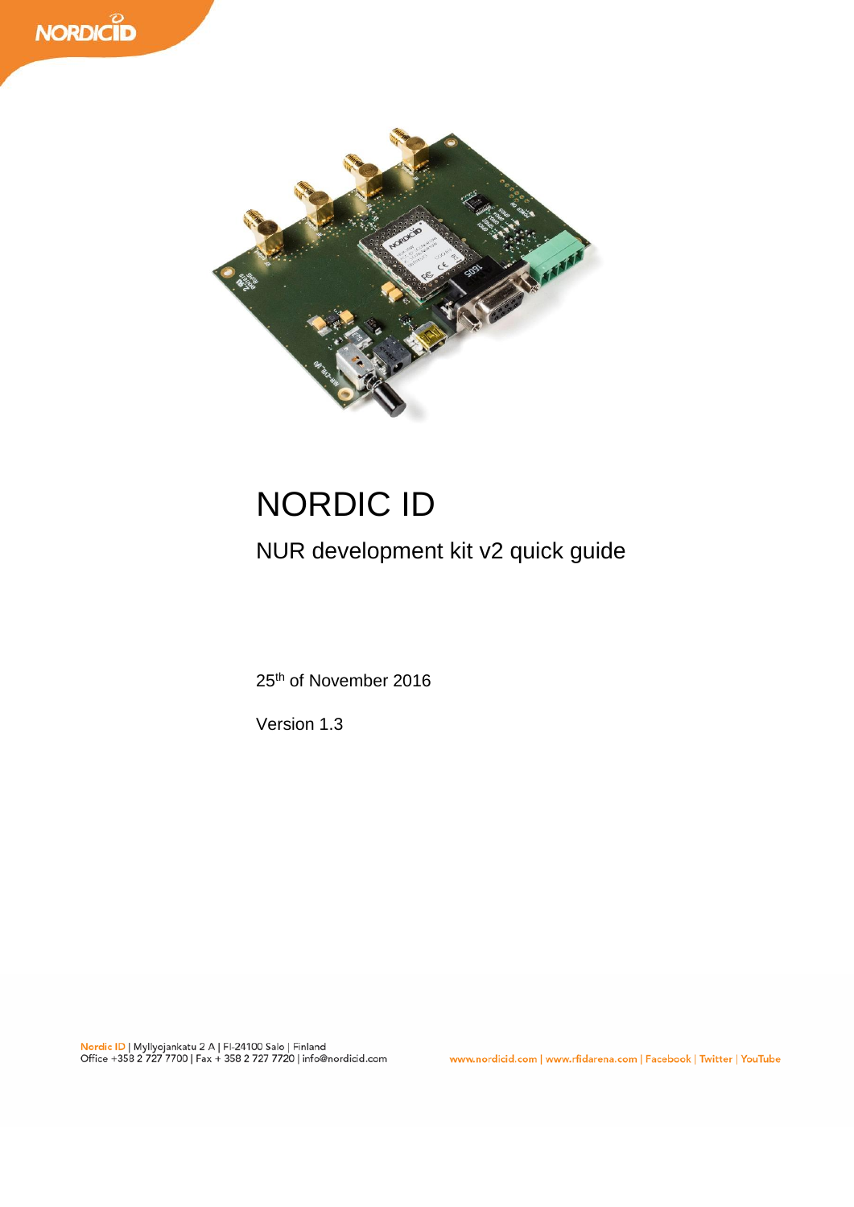# NORDIC ID

## NUR development kit v2 quick guide

25th of November 2016

Version 1.3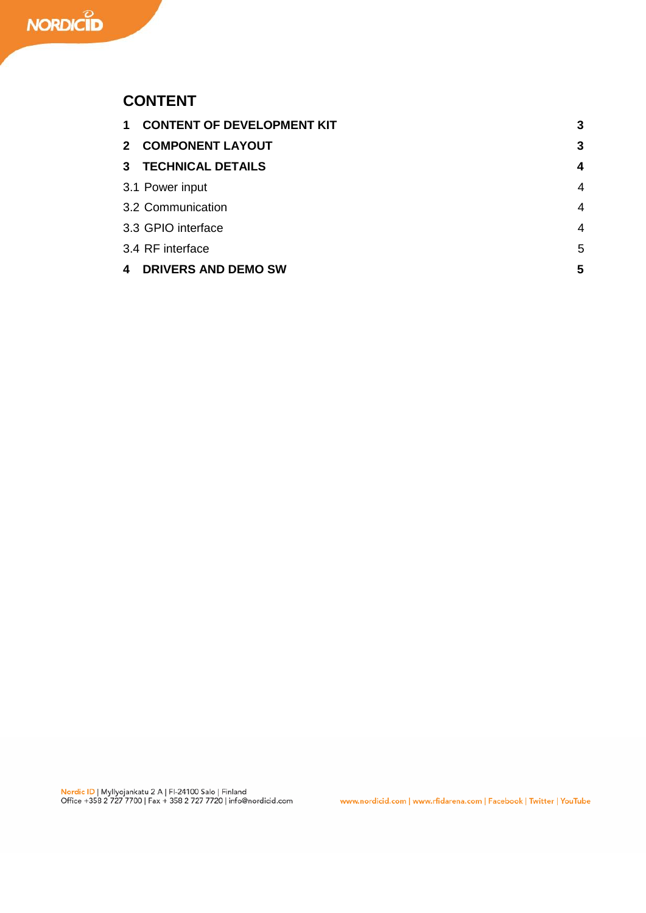# CONTENT

| | | |
|---|---|---|
| **1** | **CONTENT OF DEVELOPMENT KIT** | **3** |
| **2** | **COMPONENT LAYOUT** | **3** |
| **3** | **TECHNICAL DETAILS** | **4** |
| 3.1 | Power input | 4 |
| 3.2 | Communication | 4 |
| 3.3 | GPIO interface | 4 |
| 3.4 | RF interface | 5 |
| **4** | **DRIVERS AND DEMO SW** | **5** |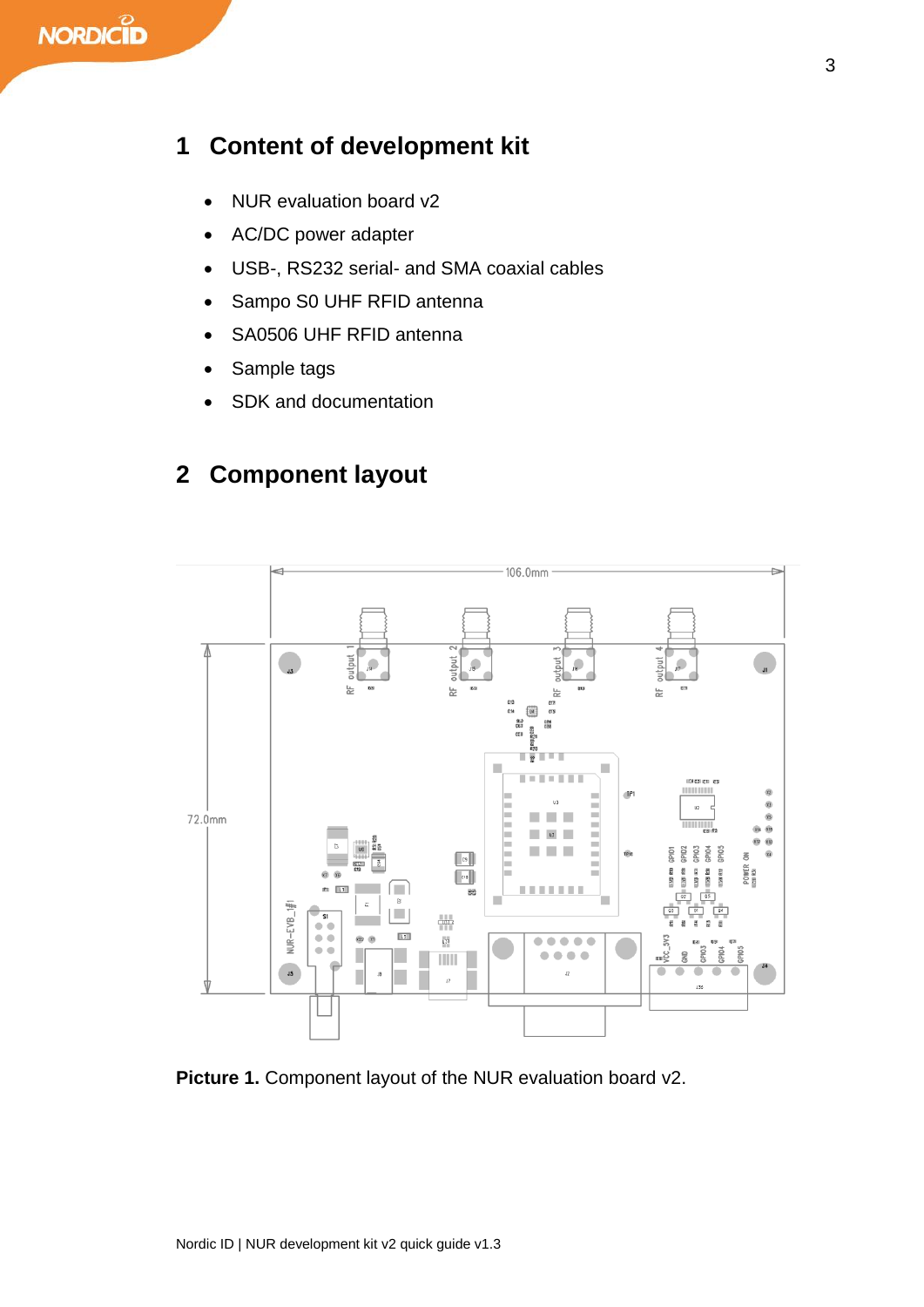# 1 Content of development kit

- NUR evaluation board v2
- AC/DC power adapter
- USB-, RS232 serial- and SMA coaxial cables
- Sampo S0 UHF RFID antenna
- SA0506 UHF RFID antenna
- Sample tags
- SDK and documentation

# 2 Component layout

**Picture 1.** Component layout of the NUR evaluation board v2.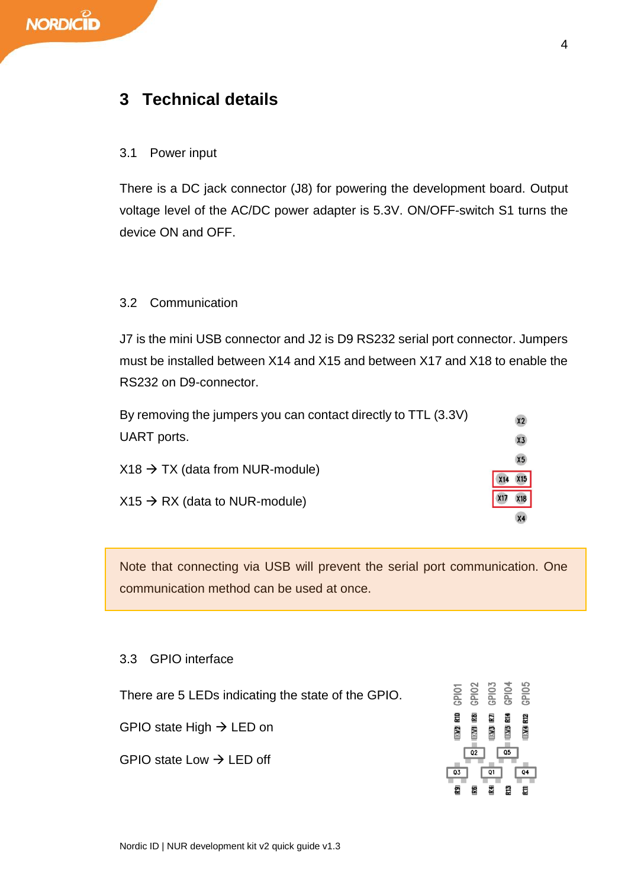# 3 Technical details

## 3.1 Power input

There is a DC jack connector (J8) for powering the development board. Output voltage level of the AC/DC power adapter is 5.3V. ON/OFF-switch S1 turns the device ON and OFF.

## 3.2 Communication

J7 is the mini USB connector and J2 is D9 RS232 serial port connector. Jumpers must be installed between X14 and X15 and between X17 and X18 to enable the RS232 on D9-connector.

By removing the jumpers you can contact directly to TTL (3.3V) UART ports.

X18 → TX (data from NUR-module)

X15 → RX (data to NUR-module)

Note that connecting via USB will prevent the serial port communication. One communication method can be used at once.

## 3.3 GPIO interface

There are 5 LEDs indicating the state of the GPIO.

GPIO state High → LED on

GPIO state Low → LED off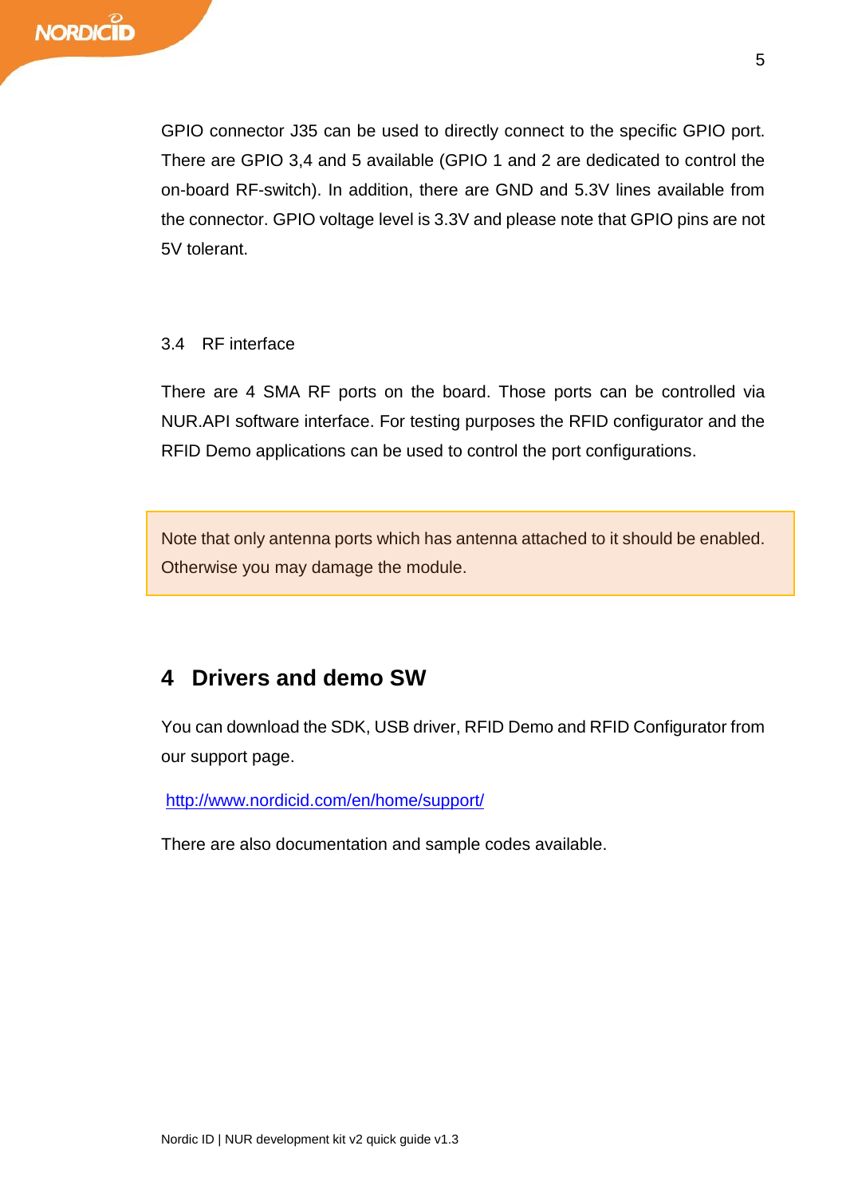GPIO connector J35 can be used to directly connect to the specific GPIO port. There are GPIO 3,4 and 5 available (GPIO 1 and 2 are dedicated to control the on-board RF-switch). In addition, there are GND and 5.3V lines available from the connector. GPIO voltage level is 3.3V and please note that GPIO pins are not 5V tolerant.

### 3.4 RF interface

There are 4 SMA RF ports on the board. Those ports can be controlled via NUR.API software interface. For testing purposes the RFID configurator and the RFID Demo applications can be used to control the port configurations.

> Note that only antenna ports which has antenna attached to it should be enabled. Otherwise you may damage the module.

## 4 Drivers and demo SW

You can download the SDK, USB driver, RFID Demo and RFID Configurator from our support page.

http://www.nordicid.com/en/home/support/

There are also documentation and sample codes available.